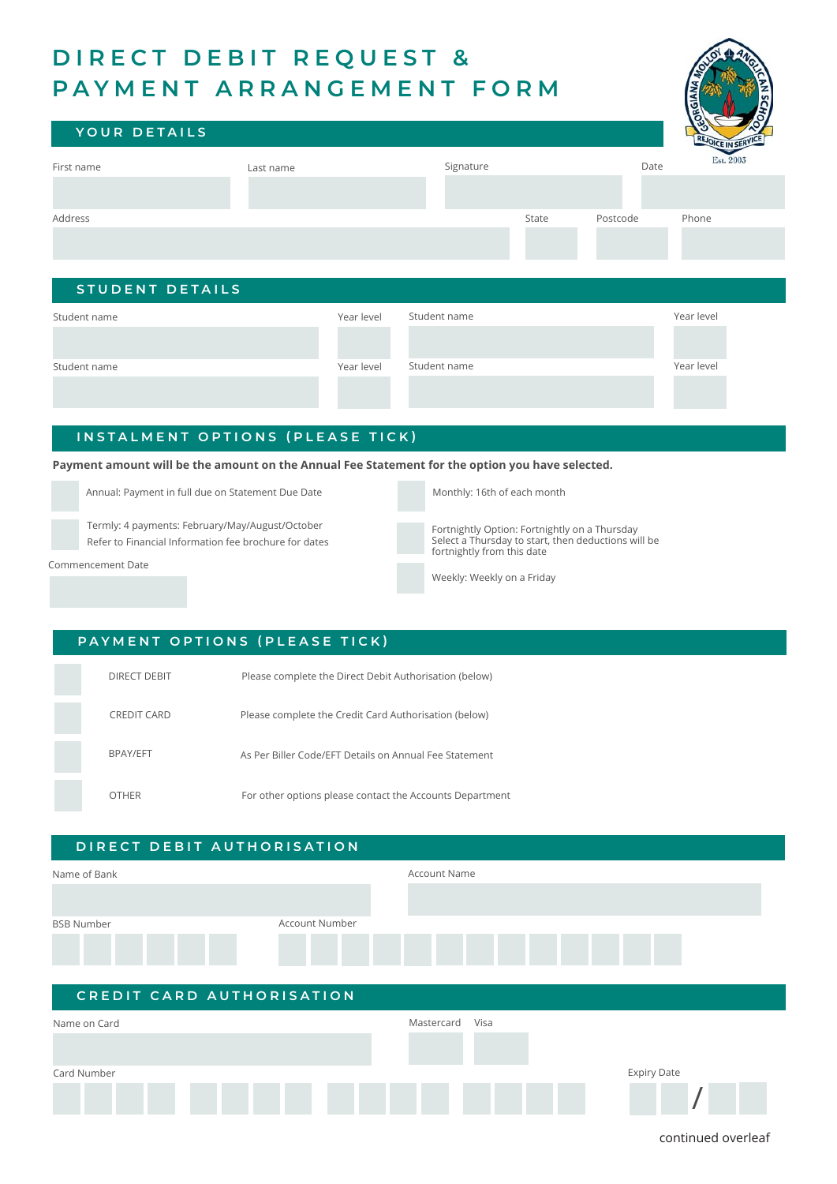# DIRECT DEBIT REQUEST & PAYMENT ARRANGEMENT FORM

## YOUR DETAILS

| First name | Last name | Signature | Date |
|---|---|---|---|
| | | | |

| Address | State | Postcode | Phone |
|---|---|---|---|
| | | | |

## STUDENT DETAILS

| Student name | Year level | Student name | Year level |
|---|---|---|---|
| | | | |

| Student name | Year level | Student name | Year level |
|---|---|---|---|
| | | | |

## INSTALMENT OPTIONS (PLEASE TICK)

**Payment amount will be the amount on the Annual Fee Statement for the option you have selected.**

- ☐ Annual: Payment in full due on Statement Due Date
- ☐ Termly: 4 payments: February/May/August/October
  Refer to Financial Information fee brochure for dates

Commencement Date

- ☐ Monthly: 16th of each month
- ☐ Fortnightly Option: Fortnightly on a Thursday
  Select a Thursday to start, then deductions will be fortnightly from this date
- ☐ Weekly: Weekly on a Friday

## PAYMENT OPTIONS (PLEASE TICK)

| | | |
|---|---|---|
| ☐ | DIRECT DEBIT | Please complete the Direct Debit Authorisation (below) |
| ☐ | CREDIT CARD | Please complete the Credit Card Authorisation (below) |
| ☐ | BPAY/EFT | As Per Biller Code/EFT Details on Annual Fee Statement |
| ☐ | OTHER | For other options please contact the Accounts Department |

## DIRECT DEBIT AUTHORISATION

| Name of Bank | Account Name |
|---|---|
| | |

| BSB Number | Account Number |
|---|---|
| | |

## CREDIT CARD AUTHORISATION

| Name on Card | Mastercard | Visa |
|---|---|---|
| | | |

| Card Number | Expiry Date |
|---|---|
| | / |

continued overleaf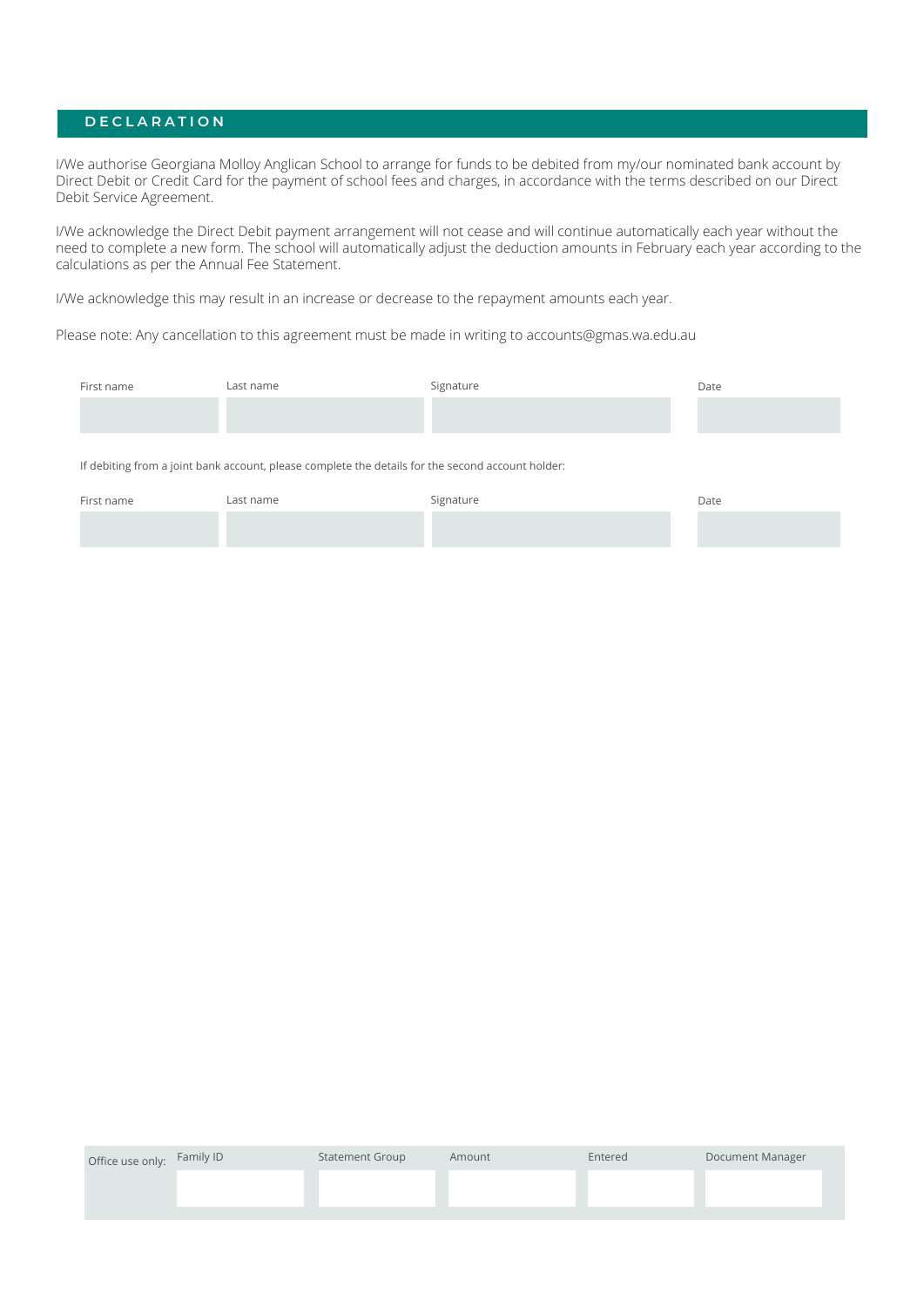## DECLARATION

I/We authorise Georgiana Molloy Anglican School to arrange for funds to be debited from my/our nominated bank account by Direct Debit or Credit Card for the payment of school fees and charges, in accordance with the terms described on our Direct Debit Service Agreement.

I/We acknowledge the Direct Debit payment arrangement will not cease and will continue automatically each year without the need to complete a new form. The school will automatically adjust the deduction amounts in February each year according to the calculations as per the Annual Fee Statement.

I/We acknowledge this may result in an increase or decrease to the repayment amounts each year.

Please note: Any cancellation to this agreement must be made in writing to accounts@gmas.wa.edu.au

| First name | Last name | Signature | Date |
|---|---|---|---|
| | | | |

If debiting from a joint bank account, please complete the details for the second account holder:

| First name | Last name | Signature | Date |
|---|---|---|---|
| | | | |

| Office use only: | Family ID | Statement Group | Amount | Entered | Document Manager |
|---|---|---|---|---|---|
| | | | | | |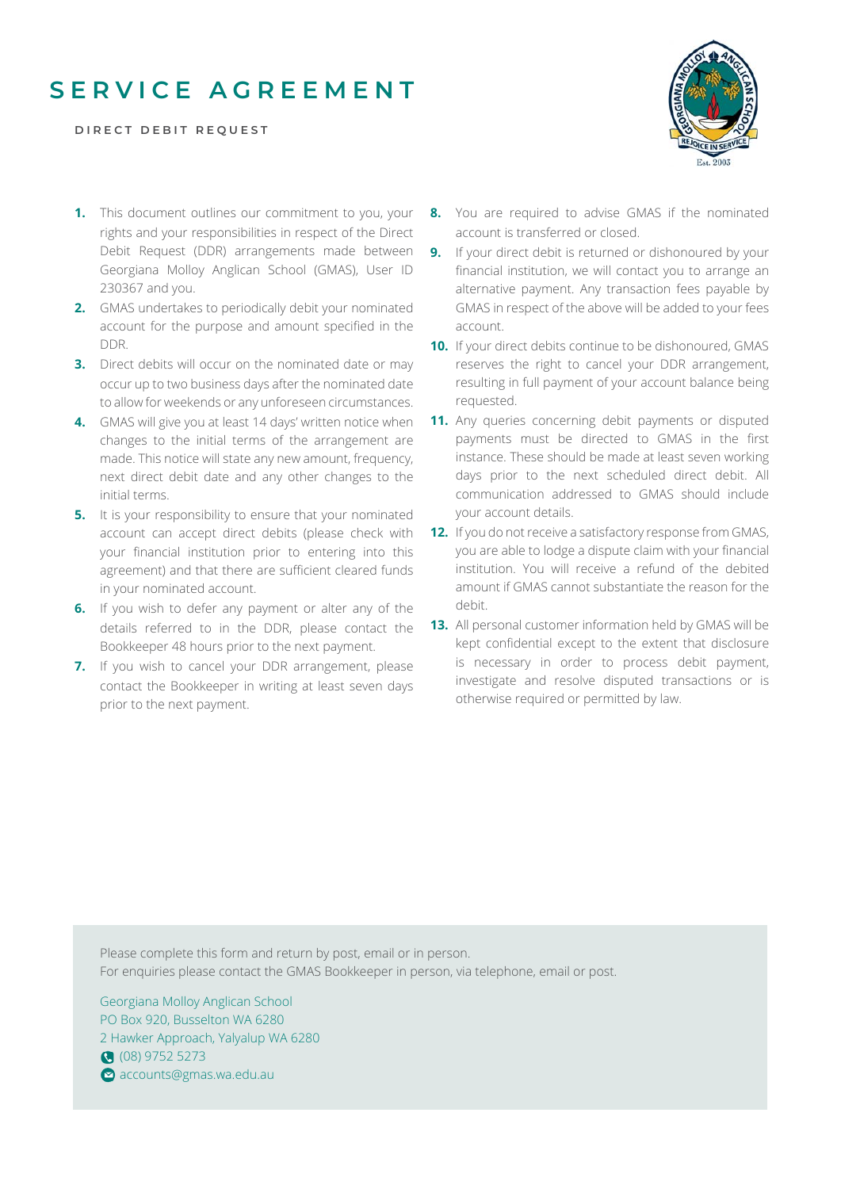# SERVICE AGREEMENT

**DIRECT DEBIT REQUEST**

1. This document outlines our commitment to you, your rights and your responsibilities in respect of the Direct Debit Request (DDR) arrangements made between Georgiana Molloy Anglican School (GMAS), User ID 230367 and you.
2. GMAS undertakes to periodically debit your nominated account for the purpose and amount specified in the DDR.
3. Direct debits will occur on the nominated date or may occur up to two business days after the nominated date to allow for weekends or any unforeseen circumstances.
4. GMAS will give you at least 14 days' written notice when changes to the initial terms of the arrangement are made. This notice will state any new amount, frequency, next direct debit date and any other changes to the initial terms.
5. It is your responsibility to ensure that your nominated account can accept direct debits (please check with your financial institution prior to entering into this agreement) and that there are sufficient cleared funds in your nominated account.
6. If you wish to defer any payment or alter any of the details referred to in the DDR, please contact the Bookkeeper 48 hours prior to the next payment.
7. If you wish to cancel your DDR arrangement, please contact the Bookkeeper in writing at least seven days prior to the next payment.
8. You are required to advise GMAS if the nominated account is transferred or closed.
9. If your direct debit is returned or dishonoured by your financial institution, we will contact you to arrange an alternative payment. Any transaction fees payable by GMAS in respect of the above will be added to your fees account.
10. If your direct debits continue to be dishonoured, GMAS reserves the right to cancel your DDR arrangement, resulting in full payment of your account balance being requested.
11. Any queries concerning debit payments or disputed payments must be directed to GMAS in the first instance. These should be made at least seven working days prior to the next scheduled direct debit. All communication addressed to GMAS should include your account details.
12. If you do not receive a satisfactory response from GMAS, you are able to lodge a dispute claim with your financial institution. You will receive a refund of the debited amount if GMAS cannot substantiate the reason for the debit.
13. All personal customer information held by GMAS will be kept confidential except to the extent that disclosure is necessary in order to process debit payment, investigate and resolve disputed transactions or is otherwise required or permitted by law.

Please complete this form and return by post, email or in person.
For enquiries please contact the GMAS Bookkeeper in person, via telephone, email or post.

Georgiana Molloy Anglican School
PO Box 920, Busselton WA 6280
2 Hawker Approach, Yalyalup WA 6280
(08) 9752 5273
accounts@gmas.wa.edu.au